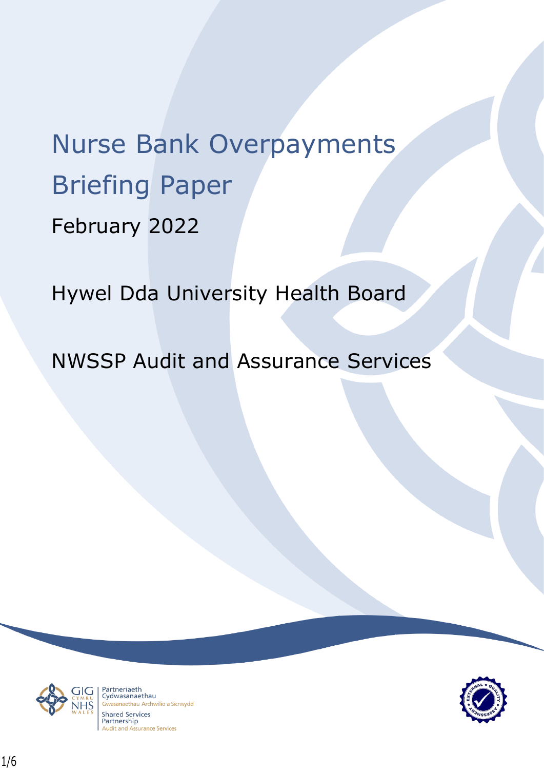# Nurse Bank Overpayments Briefing Paper

February 2022

Hywel Dda University Health Board

NWSSP Audit and Assurance Services

Partneriaeth Cydwasanaethau
Gwasanaethau Archwilio a Sicrwydd

Shared Services Partnership
Audit and Assurance Services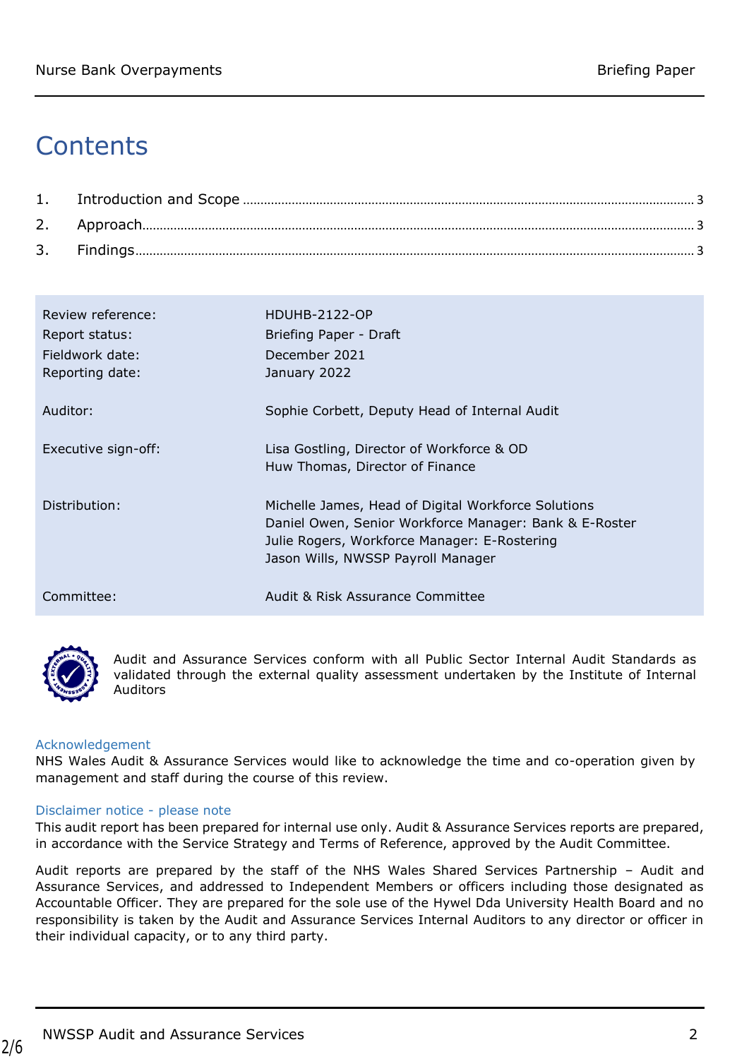# Contents

1. Introduction and Scope ........................................................................ 3
2. Approach ........................................................................................ 3
3. Findings ........................................................................................ 3

| | |
|---|---|
| Review reference: | HDUHB-2122-OP |
| Report status: | Briefing Paper - Draft |
| Fieldwork date: | December 2021 |
| Reporting date: | January 2022 |
| Auditor: | Sophie Corbett, Deputy Head of Internal Audit |
| Executive sign-off: | Lisa Gostling, Director of Workforce & OD<br>Huw Thomas, Director of Finance |
| Distribution: | Michelle James, Head of Digital Workforce Solutions<br>Daniel Owen, Senior Workforce Manager: Bank & E-Roster<br>Julie Rogers, Workforce Manager: E-Rostering<br>Jason Wills, NWSSP Payroll Manager |
| Committee: | Audit & Risk Assurance Committee |

Audit and Assurance Services conform with all Public Sector Internal Audit Standards as validated through the external quality assessment undertaken by the Institute of Internal Auditors

**Acknowledgement**

NHS Wales Audit & Assurance Services would like to acknowledge the time and co-operation given by management and staff during the course of this review.

**Disclaimer notice - please note**

This audit report has been prepared for internal use only. Audit & Assurance Services reports are prepared, in accordance with the Service Strategy and Terms of Reference, approved by the Audit Committee.

Audit reports are prepared by the staff of the NHS Wales Shared Services Partnership – Audit and Assurance Services, and addressed to Independent Members or officers including those designated as Accountable Officer. They are prepared for the sole use of the Hywel Dda University Health Board and no responsibility is taken by the Audit and Assurance Services Internal Auditors to any director or officer in their individual capacity, or to any third party.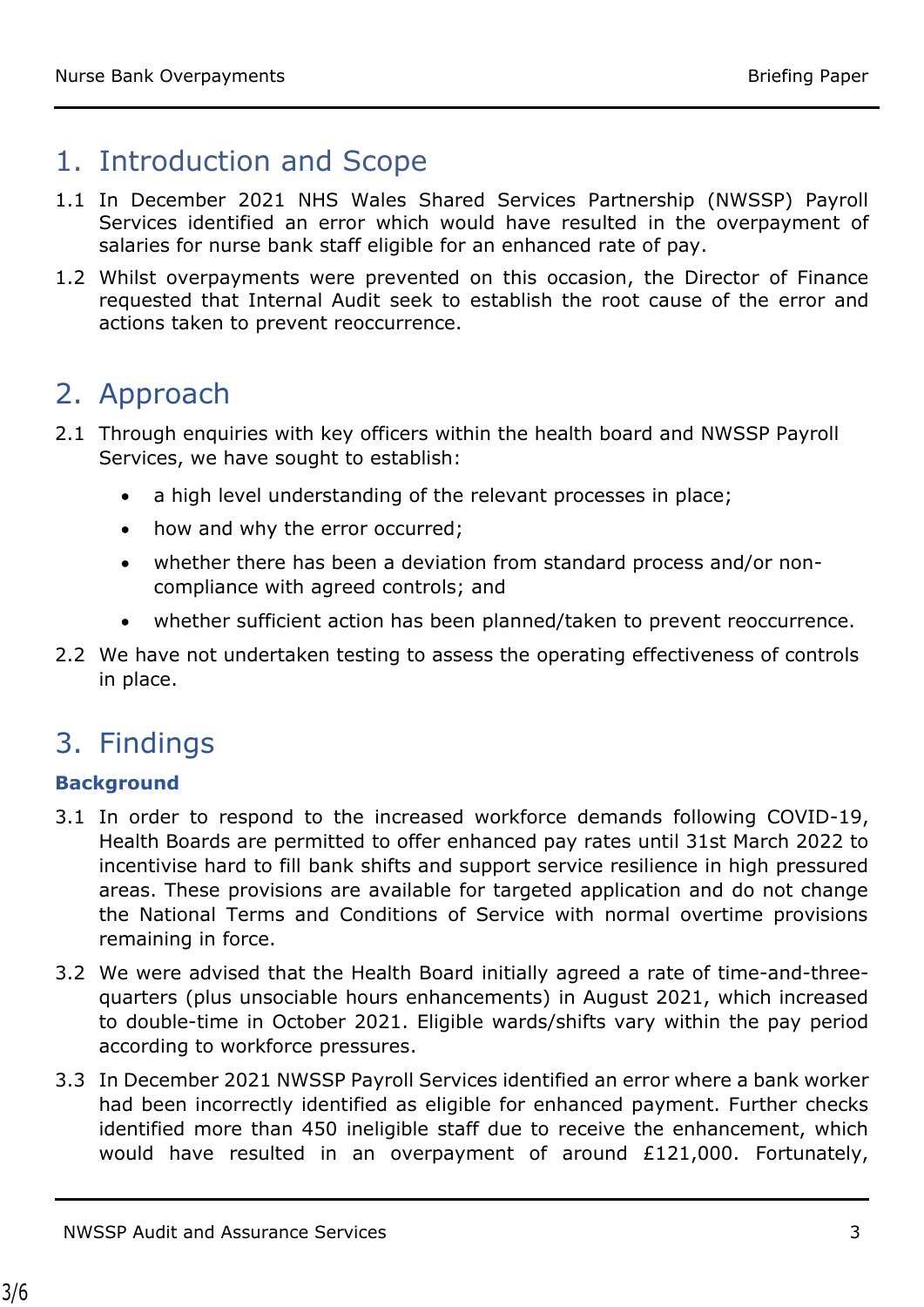# 1. Introduction and Scope

1.1 In December 2021 NHS Wales Shared Services Partnership (NWSSP) Payroll Services identified an error which would have resulted in the overpayment of salaries for nurse bank staff eligible for an enhanced rate of pay.

1.2 Whilst overpayments were prevented on this occasion, the Director of Finance requested that Internal Audit seek to establish the root cause of the error and actions taken to prevent reoccurrence.

# 2. Approach

2.1 Through enquiries with key officers within the health board and NWSSP Payroll Services, we have sought to establish:

- a high level understanding of the relevant processes in place;
- how and why the error occurred;
- whether there has been a deviation from standard process and/or non-compliance with agreed controls; and
- whether sufficient action has been planned/taken to prevent reoccurrence.

2.2 We have not undertaken testing to assess the operating effectiveness of controls in place.

# 3. Findings

### Background

3.1 In order to respond to the increased workforce demands following COVID-19, Health Boards are permitted to offer enhanced pay rates until 31st March 2022 to incentivise hard to fill bank shifts and support service resilience in high pressured areas. These provisions are available for targeted application and do not change the National Terms and Conditions of Service with normal overtime provisions remaining in force.

3.2 We were advised that the Health Board initially agreed a rate of time-and-three-quarters (plus unsociable hours enhancements) in August 2021, which increased to double-time in October 2021. Eligible wards/shifts vary within the pay period according to workforce pressures.

3.3 In December 2021 NWSSP Payroll Services identified an error where a bank worker had been incorrectly identified as eligible for enhanced payment. Further checks identified more than 450 ineligible staff due to receive the enhancement, which would have resulted in an overpayment of around £121,000. Fortunately,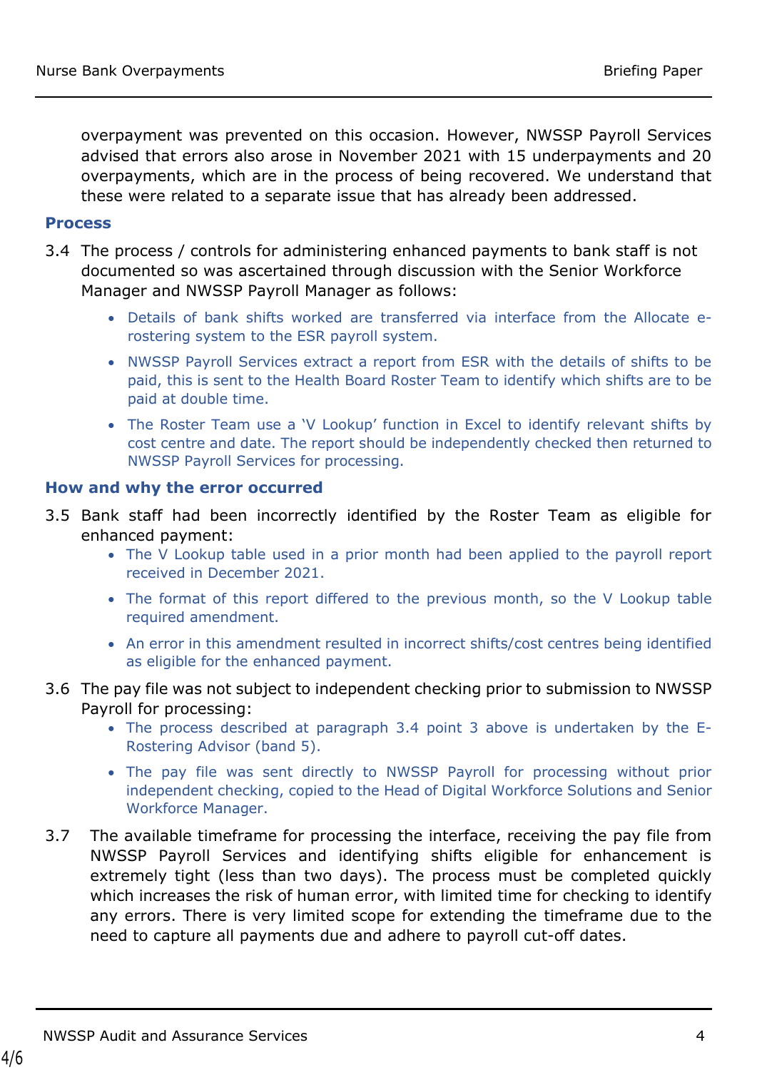overpayment was prevented on this occasion. However, NWSSP Payroll Services advised that errors also arose in November 2021 with 15 underpayments and 20 overpayments, which are in the process of being recovered. We understand that these were related to a separate issue that has already been addressed.

## Process

3.4 The process / controls for administering enhanced payments to bank staff is not documented so was ascertained through discussion with the Senior Workforce Manager and NWSSP Payroll Manager as follows:

- Details of bank shifts worked are transferred via interface from the Allocate e-rostering system to the ESR payroll system.
- NWSSP Payroll Services extract a report from ESR with the details of shifts to be paid, this is sent to the Health Board Roster Team to identify which shifts are to be paid at double time.
- The Roster Team use a 'V Lookup' function in Excel to identify relevant shifts by cost centre and date. The report should be independently checked then returned to NWSSP Payroll Services for processing.

## How and why the error occurred

3.5 Bank staff had been incorrectly identified by the Roster Team as eligible for enhanced payment:

- The V Lookup table used in a prior month had been applied to the payroll report received in December 2021.
- The format of this report differed to the previous month, so the V Lookup table required amendment.
- An error in this amendment resulted in incorrect shifts/cost centres being identified as eligible for the enhanced payment.

3.6 The pay file was not subject to independent checking prior to submission to NWSSP Payroll for processing:

- The process described at paragraph 3.4 point 3 above is undertaken by the E-Rostering Advisor (band 5).
- The pay file was sent directly to NWSSP Payroll for processing without prior independent checking, copied to the Head of Digital Workforce Solutions and Senior Workforce Manager.

3.7 The available timeframe for processing the interface, receiving the pay file from NWSSP Payroll Services and identifying shifts eligible for enhancement is extremely tight (less than two days). The process must be completed quickly which increases the risk of human error, with limited time for checking to identify any errors. There is very limited scope for extending the timeframe due to the need to capture all payments due and adhere to payroll cut-off dates.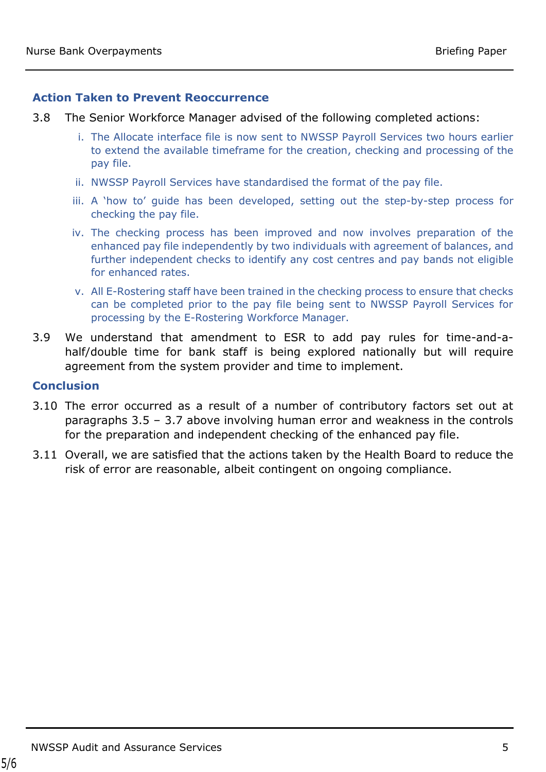### Action Taken to Prevent Reoccurrence

3.8 The Senior Workforce Manager advised of the following completed actions:

i. The Allocate interface file is now sent to NWSSP Payroll Services two hours earlier to extend the available timeframe for the creation, checking and processing of the pay file.

ii. NWSSP Payroll Services have standardised the format of the pay file.

iii. A 'how to' guide has been developed, setting out the step-by-step process for checking the pay file.

iv. The checking process has been improved and now involves preparation of the enhanced pay file independently by two individuals with agreement of balances, and further independent checks to identify any cost centres and pay bands not eligible for enhanced rates.

v. All E-Rostering staff have been trained in the checking process to ensure that checks can be completed prior to the pay file being sent to NWSSP Payroll Services for processing by the E-Rostering Workforce Manager.

3.9 We understand that amendment to ESR to add pay rules for time-and-a-half/double time for bank staff is being explored nationally but will require agreement from the system provider and time to implement.

### Conclusion

3.10 The error occurred as a result of a number of contributory factors set out at paragraphs 3.5 – 3.7 above involving human error and weakness in the controls for the preparation and independent checking of the enhanced pay file.

3.11 Overall, we are satisfied that the actions taken by the Health Board to reduce the risk of error are reasonable, albeit contingent on ongoing compliance.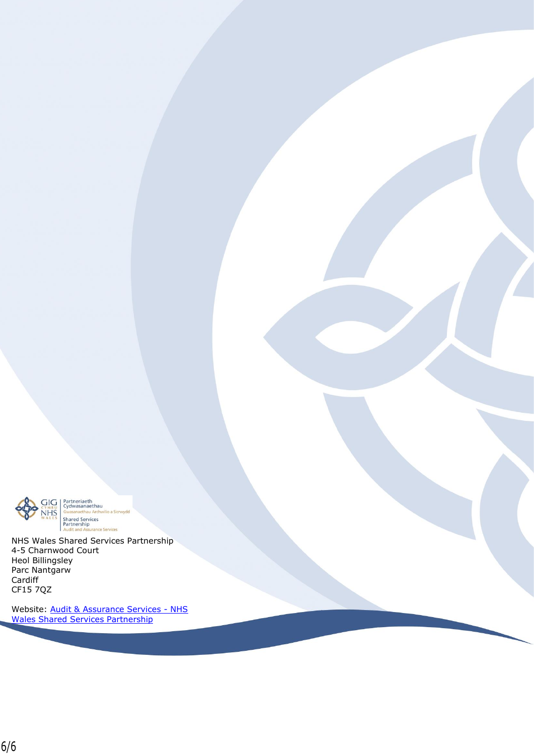GIG CYMRU NHS WALES | Partneriaeth Cydwasanaethau Gwasanaethau Archwilio a Sicrwydd | Shared Services Partnership Audit and Assurance Services

NHS Wales Shared Services Partnership
4-5 Charnwood Court
Heol Billingsley
Parc Nantgarw
Cardiff
CF15 7QZ

Website: Audit & Assurance Services - NHS Wales Shared Services Partnership